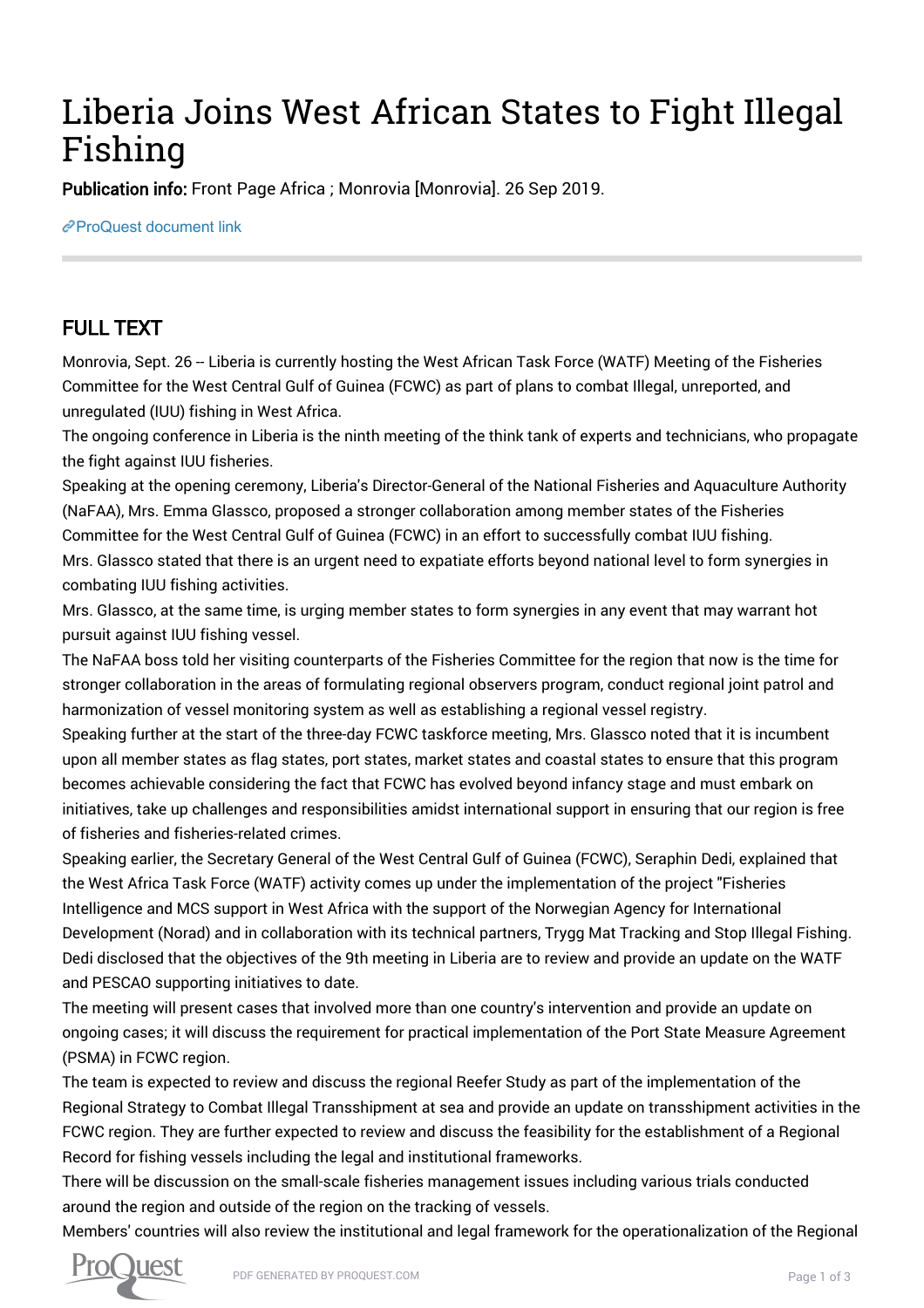# Liberia Joins West African States to Fight Illegal Fishing

**Publication info:** Front Page Africa ; Monrovia [Monrovia]. 26 Sep 2019.

ProQuest document link

## FULL TEXT

Monrovia, Sept. 26 -- Liberia is currently hosting the West African Task Force (WATF) Meeting of the Fisheries Committee for the West Central Gulf of Guinea (FCWC) as part of plans to combat Illegal, unreported, and unregulated (IUU) fishing in West Africa.

The ongoing conference in Liberia is the ninth meeting of the think tank of experts and technicians, who propagate the fight against IUU fisheries.

Speaking at the opening ceremony, Liberia's Director-General of the National Fisheries and Aquaculture Authority (NaFAA), Mrs. Emma Glassco, proposed a stronger collaboration among member states of the Fisheries Committee for the West Central Gulf of Guinea (FCWC) in an effort to successfully combat IUU fishing.

Mrs. Glassco stated that there is an urgent need to expatiate efforts beyond national level to form synergies in combating IUU fishing activities.

Mrs. Glassco, at the same time, is urging member states to form synergies in any event that may warrant hot pursuit against IUU fishing vessel.

The NaFAA boss told her visiting counterparts of the Fisheries Committee for the region that now is the time for stronger collaboration in the areas of formulating regional observers program, conduct regional joint patrol and harmonization of vessel monitoring system as well as establishing a regional vessel registry.

Speaking further at the start of the three-day FCWC taskforce meeting, Mrs. Glassco noted that it is incumbent upon all member states as flag states, port states, market states and coastal states to ensure that this program becomes achievable considering the fact that FCWC has evolved beyond infancy stage and must embark on initiatives, take up challenges and responsibilities amidst international support in ensuring that our region is free of fisheries and fisheries-related crimes.

Speaking earlier, the Secretary General of the West Central Gulf of Guinea (FCWC), Seraphin Dedi, explained that the West Africa Task Force (WATF) activity comes up under the implementation of the project "Fisheries Intelligence and MCS support in West Africa with the support of the Norwegian Agency for International Development (Norad) and in collaboration with its technical partners, Trygg Mat Tracking and Stop Illegal Fishing.

Dedi disclosed that the objectives of the 9th meeting in Liberia are to review and provide an update on the WATF and PESCAO supporting initiatives to date.

The meeting will present cases that involved more than one country's intervention and provide an update on ongoing cases; it will discuss the requirement for practical implementation of the Port State Measure Agreement (PSMA) in FCWC region.

The team is expected to review and discuss the regional Reefer Study as part of the implementation of the Regional Strategy to Combat Illegal Transshipment at sea and provide an update on transshipment activities in the FCWC region. They are further expected to review and discuss the feasibility for the establishment of a Regional Record for fishing vessels including the legal and institutional frameworks.

There will be discussion on the small-scale fisheries management issues including various trials conducted around the region and outside of the region on the tracking of vessels.

Members' countries will also review the institutional and legal framework for the operationalization of the Regional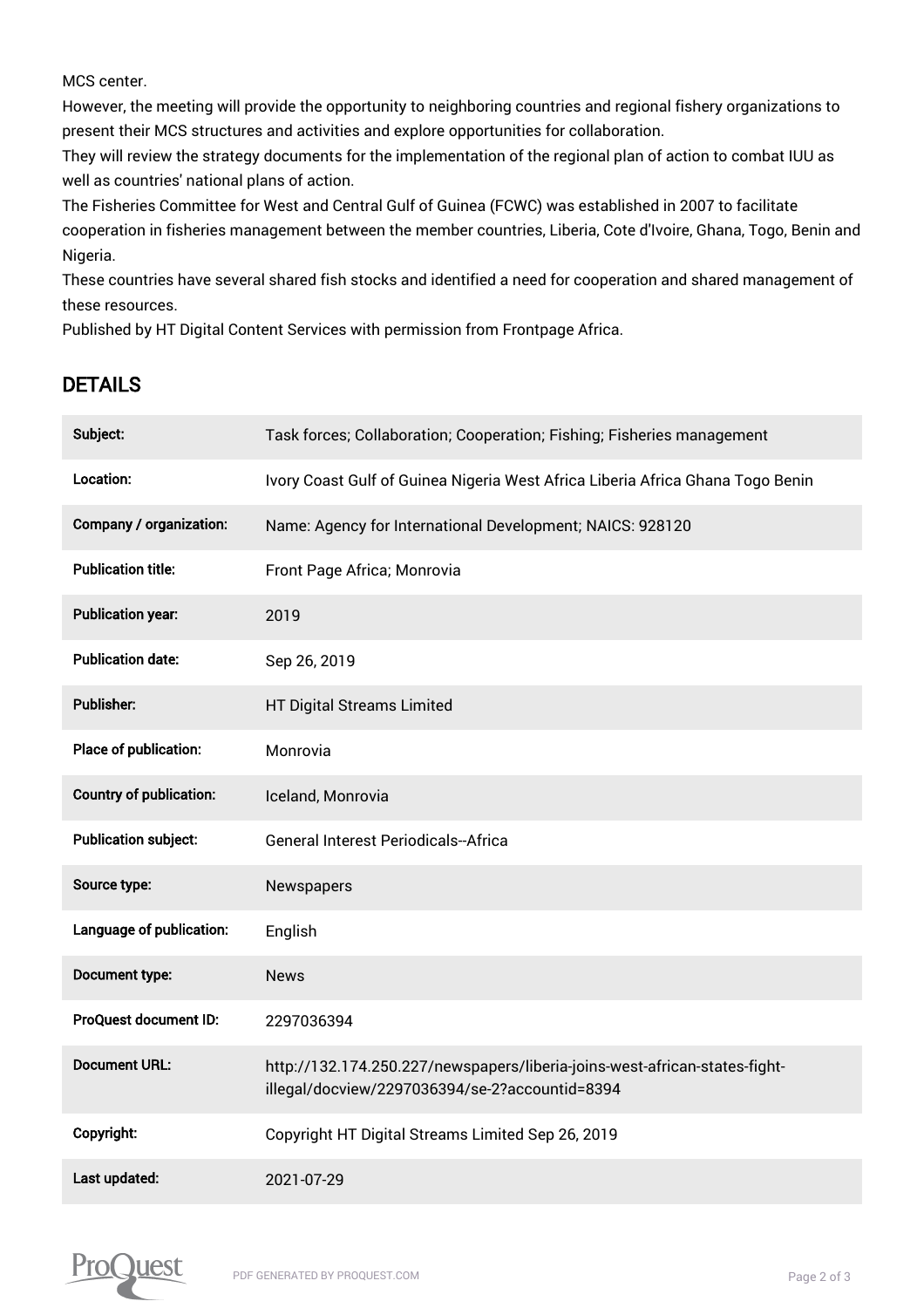MCS center.

However, the meeting will provide the opportunity to neighboring countries and regional fishery organizations to present their MCS structures and activities and explore opportunities for collaboration.

They will review the strategy documents for the implementation of the regional plan of action to combat IUU as well as countries' national plans of action.

The Fisheries Committee for West and Central Gulf of Guinea (FCWC) was established in 2007 to facilitate cooperation in fisheries management between the member countries, Liberia, Cote d'Ivoire, Ghana, Togo, Benin and Nigeria.

These countries have several shared fish stocks and identified a need for cooperation and shared management of these resources.

Published by HT Digital Content Services with permission from Frontpage Africa.

## DETAILS

| | |
|---|---|
| **Subject:** | Task forces; Collaboration; Cooperation; Fishing; Fisheries management |
| **Location:** | Ivory Coast Gulf of Guinea Nigeria West Africa Liberia Africa Ghana Togo Benin |
| **Company / organization:** | Name: Agency for International Development; NAICS: 928120 |
| **Publication title:** | Front Page Africa; Monrovia |
| **Publication year:** | 2019 |
| **Publication date:** | Sep 26, 2019 |
| **Publisher:** | HT Digital Streams Limited |
| **Place of publication:** | Monrovia |
| **Country of publication:** | Iceland, Monrovia |
| **Publication subject:** | General Interest Periodicals--Africa |
| **Source type:** | Newspapers |
| **Language of publication:** | English |
| **Document type:** | News |
| **ProQuest document ID:** | 2297036394 |
| **Document URL:** | http://132.174.250.227/newspapers/liberia-joins-west-african-states-fight-illegal/docview/2297036394/se-2?accountid=8394 |
| **Copyright:** | Copyright HT Digital Streams Limited Sep 26, 2019 |
| **Last updated:** | 2021-07-29 |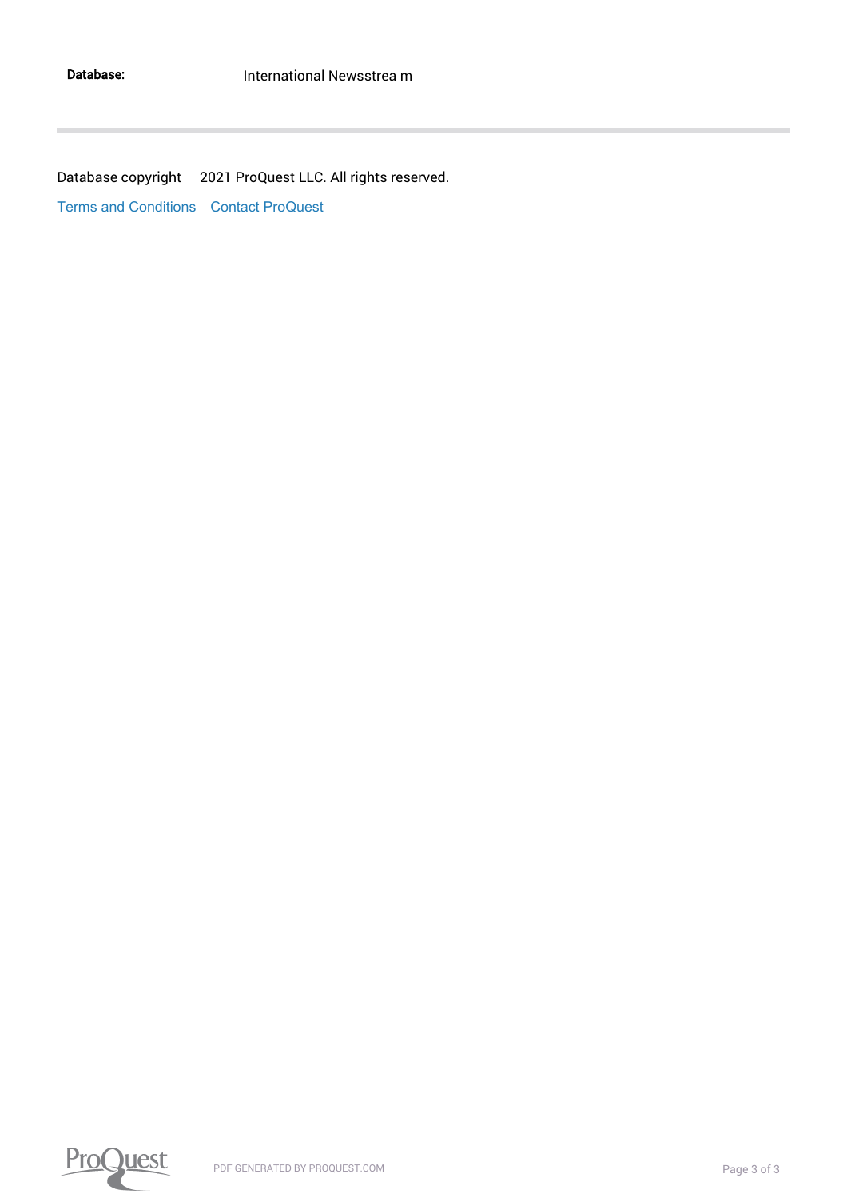**Database:** International Newsstrea m

---

Database copyright 2021 ProQuest LLC. All rights reserved.

Terms and Conditions Contact ProQuest